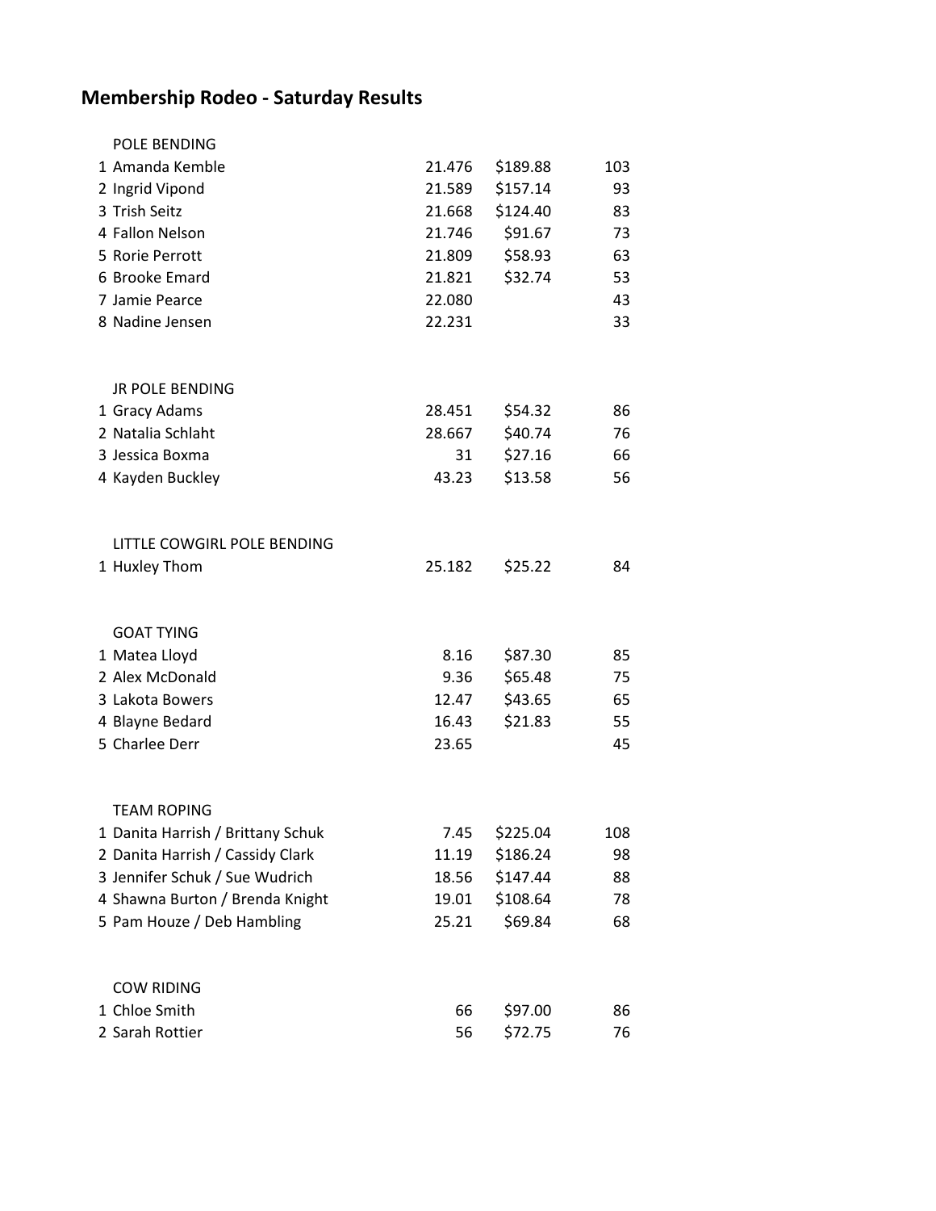# Membership Rodeo - Saturday Results

### POLE BENDING

| | Name | Time | Payout | Points |
|---|---|---|---|---|
| 1 | Amanda Kemble | 21.476 | $189.88 | 103 |
| 2 | Ingrid Vipond | 21.589 | $157.14 | 93 |
| 3 | Trish Seitz | 21.668 | $124.40 | 83 |
| 4 | Fallon Nelson | 21.746 | $91.67 | 73 |
| 5 | Rorie Perrott | 21.809 | $58.93 | 63 |
| 6 | Brooke Emard | 21.821 | $32.74 | 53 |
| 7 | Jamie Pearce | 22.080 | | 43 |
| 8 | Nadine Jensen | 22.231 | | 33 |

### JR POLE BENDING

| | Name | Time | Payout | Points |
|---|---|---|---|---|
| 1 | Gracy Adams | 28.451 | $54.32 | 86 |
| 2 | Natalia Schlaht | 28.667 | $40.74 | 76 |
| 3 | Jessica Boxma | 31 | $27.16 | 66 |
| 4 | Kayden Buckley | 43.23 | $13.58 | 56 |

### LITTLE COWGIRL POLE BENDING

| | Name | Time | Payout | Points |
|---|---|---|---|---|
| 1 | Huxley Thom | 25.182 | $25.22 | 84 |

### GOAT TYING

| | Name | Time | Payout | Points |
|---|---|---|---|---|
| 1 | Matea Lloyd | 8.16 | $87.30 | 85 |
| 2 | Alex McDonald | 9.36 | $65.48 | 75 |
| 3 | Lakota Bowers | 12.47 | $43.65 | 65 |
| 4 | Blayne Bedard | 16.43 | $21.83 | 55 |
| 5 | Charlee Derr | 23.65 | | 45 |

### TEAM ROPING

| | Name | Time | Payout | Points |
|---|---|---|---|---|
| 1 | Danita Harrish / Brittany Schuk | 7.45 | $225.04 | 108 |
| 2 | Danita Harrish / Cassidy Clark | 11.19 | $186.24 | 98 |
| 3 | Jennifer Schuk / Sue Wudrich | 18.56 | $147.44 | 88 |
| 4 | Shawna Burton / Brenda Knight | 19.01 | $108.64 | 78 |
| 5 | Pam Houze / Deb Hambling | 25.21 | $69.84 | 68 |

### COW RIDING

| | Name | Score | Payout | Points |
|---|---|---|---|---|
| 1 | Chloe Smith | 66 | $97.00 | 86 |
| 2 | Sarah Rottier | 56 | $72.75 | 76 |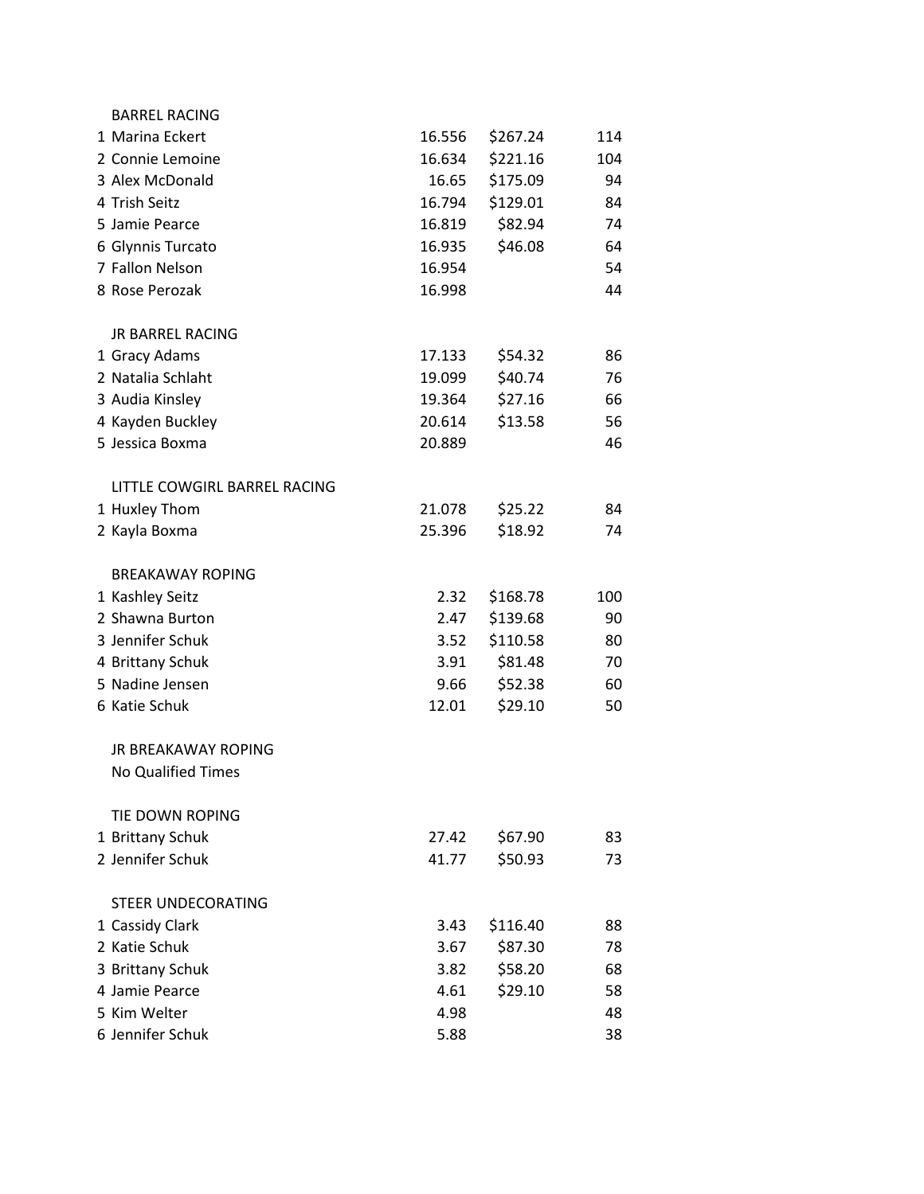## BARREL RACING

| | | | | |
|---|---|---|---|---|
| 1 | Marina Eckert | 16.556 | $267.24 | 114 |
| 2 | Connie Lemoine | 16.634 | $221.16 | 104 |
| 3 | Alex McDonald | 16.65 | $175.09 | 94 |
| 4 | Trish Seitz | 16.794 | $129.01 | 84 |
| 5 | Jamie Pearce | 16.819 | $82.94 | 74 |
| 6 | Glynnis Turcato | 16.935 | $46.08 | 64 |
| 7 | Fallon Nelson | 16.954 | | 54 |
| 8 | Rose Perozak | 16.998 | | 44 |

## JR BARREL RACING

| | | | | |
|---|---|---|---|---|
| 1 | Gracy Adams | 17.133 | $54.32 | 86 |
| 2 | Natalia Schlaht | 19.099 | $40.74 | 76 |
| 3 | Audia Kinsley | 19.364 | $27.16 | 66 |
| 4 | Kayden Buckley | 20.614 | $13.58 | 56 |
| 5 | Jessica Boxma | 20.889 | | 46 |

## LITTLE COWGIRL BARREL RACING

| | | | | |
|---|---|---|---|---|
| 1 | Huxley Thom | 21.078 | $25.22 | 84 |
| 2 | Kayla Boxma | 25.396 | $18.92 | 74 |

## BREAKAWAY ROPING

| | | | | |
|---|---|---|---|---|
| 1 | Kashley Seitz | 2.32 | $168.78 | 100 |
| 2 | Shawna Burton | 2.47 | $139.68 | 90 |
| 3 | Jennifer Schuk | 3.52 | $110.58 | 80 |
| 4 | Brittany Schuk | 3.91 | $81.48 | 70 |
| 5 | Nadine Jensen | 9.66 | $52.38 | 60 |
| 6 | Katie Schuk | 12.01 | $29.10 | 50 |

## JR BREAKAWAY ROPING

No Qualified Times

## TIE DOWN ROPING

| | | | | |
|---|---|---|---|---|
| 1 | Brittany Schuk | 27.42 | $67.90 | 83 |
| 2 | Jennifer Schuk | 41.77 | $50.93 | 73 |

## STEER UNDECORATING

| | | | | |
|---|---|---|---|---|
| 1 | Cassidy Clark | 3.43 | $116.40 | 88 |
| 2 | Katie Schuk | 3.67 | $87.30 | 78 |
| 3 | Brittany Schuk | 3.82 | $58.20 | 68 |
| 4 | Jamie Pearce | 4.61 | $29.10 | 58 |
| 5 | Kim Welter | 4.98 | | 48 |
| 6 | Jennifer Schuk | 5.88 | | 38 |